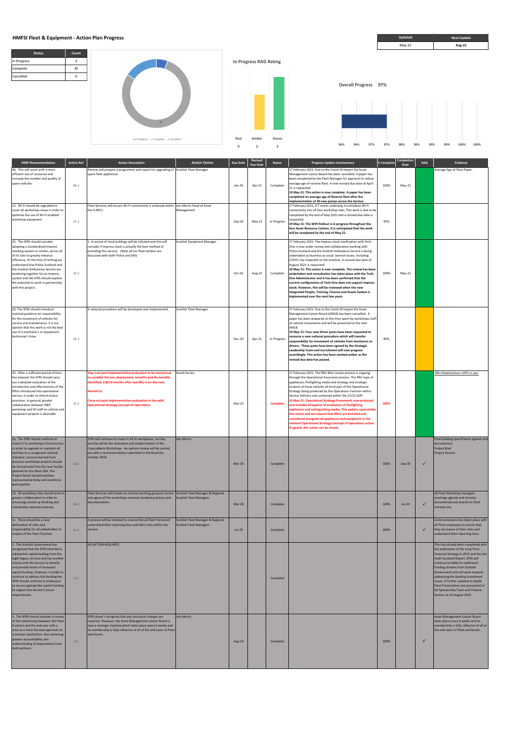# HMFSI Fleet & Equipment - Action Plan Progress

| Updated | Next Update |
|---|---|
| May-21 | Aug-21 |

| Status | Count |
|---|---|
| In Progress | 2 |
| Complete | 30 |
| Cancelled | 6 |

In Progress • Complete • Cancelled

**In Progress RAG Rating**

| Red | Amber | Green |
|---|---|---|
| 0 | 2 | 3 |

**Overall Progress 97%**

96% 96% 97% 97% 98% 98% 99% 99% 100% 100%

| HMFI Recommendation | Action Ref | Action Description | Action Owner | Due Date | Revised Due Date | Status | Progress Update Commentary | % Complete | Completion Date | RAG | Evidence |
|---|---|---|---|---|---|---|---|---|---|---|---|
| 4b. This will assist with a more efficient use of resources and increase the number and quality of spare vehicles. | 4b.1 | Review and prepare a programme and report for upgrading of spare fleet appliances. | Scottish Fleet Manager | Jan-20 | Apr-21 | Complete | 17 February 2021: Due to the Covid-19 impact the Asset Management Liaison Board has been cancelled. A paper has been completed by the Fleet Manager for approval to reduce average age of reserve fleet. A new revised due date of April 21 is requested. **19 May 21: This action is now complete. A paper has been completed on average age of Reserve fleet after the implementation of 30 new pumps across the Service.** | 100% | May-21 | | Average Age of Fleet Paper. |
| 21. Wi-Fi should be upgraded to cover all workshops areas in order to optimise the use of Wi-Fi enabled workshop equipment. | 21.1 | Fleet Services will ensure Wi-Fi connectivity is achieved within the 4 ARCs. | Iain Morris Head of Asset Management | Sep-20 | May-21 | In Progress | 17 February 2021: ICT works underway to introduce Wi-Fi connectivity into all four workshop sites. This work is due to be completed by the end of May 2021 and a revised due date is requested. **19 May 21: The WIFI Rollout is in progress throughout the four Asset Resource Centres. It is anticipated that the work will be completed by the end of May 21.** | 95% | | | |
| 25. The SFRS should consider adopting a standardised impress stocking system or similar, across all of its sites to greatly enhance efficiency. At the time of writing we understand that Police Scotland and the Scottish Ambulance Service are tendering together for an Impress system and the SFRS should explore the potential to work in partnership with this project. | 25.1 | 1. A review of stock holdings will be initiated and this will consider if impress stock is actually the best method of providing this service. (Note all our fleet tenders are discussed with both Police and SAS) | Scottish Equipment Manager | Oct-20 | Aug-21 | Complete | 17 February 2021: The impress stock clarification with Tech-One is now under review and collaborative working with Police Scotland and the Scottish Ambulance Service is being undertaken as business as usual. Several issues, including COVID, has impacted on the timeline. A revised due date of August 2021 is requested. **19 May 21: This action is now complete. The review has been undertaken and consultation has taken place with the Tech-One Administrator and it has been confirmed that the current configuration of Tech-One does not support impress stock. However, this will be reviewed when the new integrated People, Training, Finance and Assets System is implemented over the next few years.** | 100% | May-21 | | |
| 26. The SFRS should introduce national guidance on responsibility for the movement of vehicles for service and maintenance. It is our opinion that this work is not the best use of a mechanic's or equipment technician's time. | 26.1 | A national procedure will be developed and implemented. | Scottish Fleet Manager | Dec-20 | Apr-21 | In Progress | 17 February 2021: Due to the Covid-19 impact the Asset Management Liaison Board (AMLB) has been cancelled. A paper has been prepared on the time spent by workshops staff on vehicle movements and will be presented at the next AMLB. **19 May 21: Four new Driver posts have been requested to resource a new national procedure which will transfer responsibility for movement of vehicles from mechanics to drivers. These posts have been agreed by the Strategic Leadership Team and recruitment will now progress accordingly. This action has been marked amber as the revised due date has passed.** | 85% | | | |
| 31. After a sufficient period of time has elapsed, the SFRS should carry out a detailed evaluation of the introduction and effectiveness of the RRUs introduced into operational service, in order to inform future provision. In general, greater collaboration between R&R workshop and SD staff on vehicle and equipment projects is desirable. | 31.1 | **Year one post implementation evaluation to be carried out to consider the use, deployment, benefits and dis-benefits identified. (18/24 months after last RRU is on the run).** **Amend to:** **Carry out post implementation evaluation in line with Operational Strategy Concept of Operations.** | David Farries | Mar-22 | | **Complete** | 17 February 2021: The RRU BAU review process is ongoing through the Operational Assurance process. The RRU type of appliances, firefighting media and strategy and strategic location of these vehicles all form part of the Operational Strategy being produced by the Operations Function within Service Delivery and contained within the 21/22 AOP. **19 May 21: Operational Strategy Framework now produced and includes all aspects of evaluation of firefighting appliances and extinguishing media. This update supersedes this action and we request that RRUs are included and considered alongside all appliances and equipment in the relevant Operational Strategy Concept of Operations action. If agreed, this action can be closed.** | **100%** | | | RRU Mobilisations UHPL in use |
| 1a. The SFRS should continue to invest in its workshops infrastructure in order to upgrade or maintain all facilities to a recognised national standard. Lessons learned from previous workshops projects should be incorporated into the new facility planned for the West SDA. The Project Board should maintain representative body and workforce participation. | 1a.1 | SFRS will continue to invest in all its workplaces, our key priority will be the relocation and modernisation of the Cowcaddens Workshops. An options review will be carried out with a recommendation submitted to the Board by October 2019. | Iain Morris | Mar-20 | | Complete | | 100% | Sep-20 | ✓ | Final building specification agreed and documented. Project Brief Project Dossier |
| 1b. All workshop sites should work in greater collaboration in order to encourage joined up thinking and standardise national practices. | 1b.1 | Fleet Services will initiate an internal working group to review and agree all the workshops national standard practices and documentation. | Scottish Fleet Manager & Regional Scottish Fleet Managers | Mar-20 | | Complete | | 100% | Jul-20 | ✓ | All Fleet Workshop managers meetings agenda and minutes documented and shared on Fleet Intranet site. |
| 1c. There should be a clear delineation of roles and responsibility for all stakeholders in respect of the Fleet Function. | 1c.1 | A process will be initiated to ensure that all Fleet Personnel understand their reporting lines and their roles within the service. | Scottish Fleet Manager & Regional Scottish Fleet Managers | Jul-19 | | Complete | | 100% | | ✓ | Communications has taken place with all Fleet employees to ensure that they are aware of their roles and understand their reporting lines. |
| 2. The Scottish Government has recognised that the SFRS inherited a substantial capital backlog from the eight legacy services and has worked closely with the Service to identify and provide levels of increased capital funding. However, in order to continue to address this backlog the SFRS should continue to endeavour to secure appropriate capital funding to support the Service's future requirements. | 2.1 | NO ACTION REQUIRED. | | | | Cancelled | | | | | This has already been completed with the publication of the Long Term Financial Strategy in 2017 and the last Audit Scotland Report. SFRS will continue to lobby for additional funding streams from Scottish Government and will work towards addressing the backlog investment issues. A further updated in-depth Fleet Presentation was presented to SG Sponsorship Team and Finance Section on 20 August 2019. |
| 3. The SFRS should consider a review of the relationship between the Fleet Function and the end user with a view to a more focused approach on customer satisfaction, thus achieving greater accountability and understanding of expectations from both partners. | 3.1 | SFRS doesn't recognise that any structural changes are required. However, the Asset Management Liaison Board is now a strategic meeting which takes place every 6 weeks and its membership is fully reflective of all of the end users of Fleet and Assets. | Iain Morris | Aug-19 | | Complete | | 100% | | ✓ | Asset Management Liaison Board takes place every 6 weeks and its membership is fully reflective of all of the end users of Fleet and Assets. |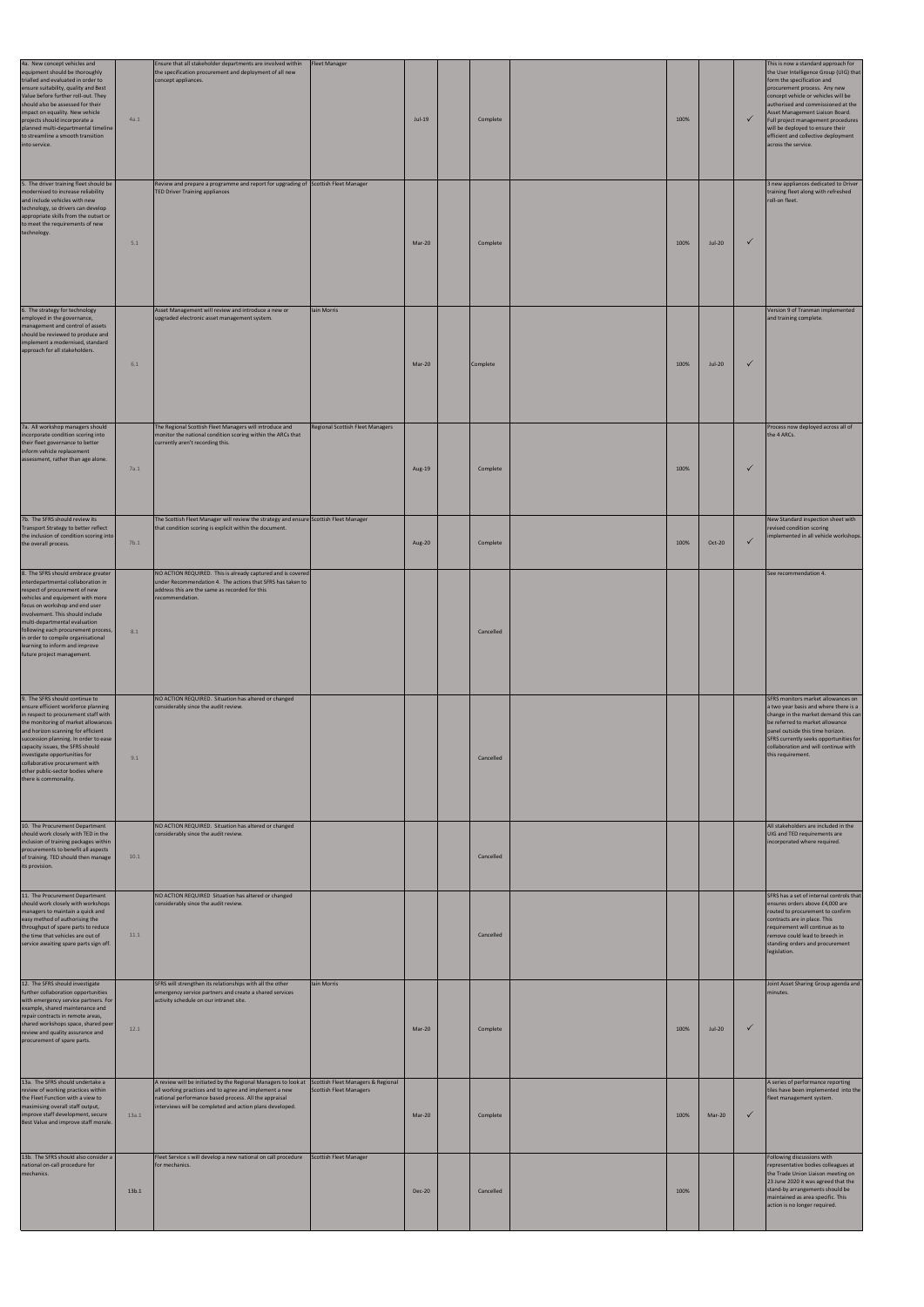| | | | | | | | | | | | | |
|---|---|---|---|---|---|---|---|---|---|---|---|---|
| 4a. New concept vehicles and equipment should be thoroughly trialled and evaluated in order to ensure suitability, quality and Best Value before further roll-out. They should also be assessed for their impact on equality. New vehicle projects should incorporate a planned multi-departmental timeline to streamline a smooth transition into service. | 4a.1 | Ensure that all stakeholder departments are involved within the specification procurement and deployment of all new concept appliances. | Fleet Manager | Jul-19 | | Complete | | 100% | | ✓ | This is now a standard approach for the User Intelligence Group (UIG) that form the specification and procurement process. Any new concept vehicle or vehicles will be authorised and commissioned at the Asset Management Liaison Board. Full project management procedures will be deployed to ensure their efficient and collective deployment across the service. |
| 5. The driver training fleet should be modernised to increase reliability and include vehicles with new technology, so drivers can develop appropriate skills from the outset or to meet the requirements of new technology. | 5.1 | Review and prepare a programme and report for upgrading of TED Driver Training appliances | Scottish Fleet Manager | Mar-20 | | Complete | | 100% | Jul-20 | ✓ | 3 new appliances dedicated to Driver training fleet along with refreshed roll-on fleet. |
| 6. The strategy for technology employed in the governance, management and control of assets should be reviewed to produce and implement a modernised, standard approach for all stakeholders. | 6.1 | Asset Management will review and introduce a new or upgraded electronic asset management system. | Iain Morris | Mar-20 | | Complete | | 100% | Jul-20 | ✓ | Version 9 of Tranman implemented and training complete. |
| 7a. All workshop managers should incorporate condition scoring into their fleet governance to better inform vehicle replacement assessment, rather than age alone. | 7a.1 | The Regional Scottish Fleet Managers will introduce and monitor the national condition scoring within the ARCs that currently aren't recording this. | Regional Scottish Fleet Managers | Aug-19 | | Complete | | 100% | | ✓ | Process now deployed across all of the 4 ARCs. |
| 7b. The SFRS should review its Transport Strategy to better reflect the inclusion of condition scoring into the overall process. | 7b.1 | The Scottish Fleet Manager will review the strategy and ensure that condition scoring is explicit within the document. | Scottish Fleet Manager | Aug-20 | | Complete | | 100% | Oct-20 | ✓ | New Standard inspection sheet with revised condition scoring implemented in all vehicle workshops. |
| 8. The SFRS should embrace greater interdepartmental collaboration in respect of procurement of new vehicles and equipment with more focus on workshop and end user involvement. This should include multi-departmental evaluation following each procurement process, in order to compile organisational learning to inform and improve future project management. | 8.1 | NO ACTION REQUIRED. This is already captured and is covered under Recommendation 4. The actions that SFRS has taken to address this are the same as recorded for this recommendation. | | | | Cancelled | | | | | See recommendation 4. |
| 9. The SFRS should continue to ensure efficient workforce planning in respect to procurement staff with the monitoring of market allowances and horizon scanning for efficient succession planning. In order to ease capacity issues, the SFRS should investigate opportunities for collaborative procurement with other public-sector bodies where there is commonality. | 9.1 | NO ACTION REQUIRED. Situation has altered or changed considerably since the audit review. | | | | Cancelled | | | | | SFRS monitors market allowances on a two year basis and where there is a change in the market demand this can be referred to market allowance panel outside this time horizon. SFRS currently seeks opportunities for collaboration and will continue with this requirement. |
| 10. The Procurement Department should work closely with TED in the inclusion of training packages within procurements to benefit all aspects of training. TED should then manage its provision. | 10.1 | NO ACTION REQUIRED. Situation has altered or changed considerably since the audit review. | | | | Cancelled | | | | | All stakeholders are included in the UIG and TED requirements are incorporated where required. |
| 11. The Procurement Department should work closely with workshops managers to maintain a quick and easy method of authorising the throughput of spare parts to reduce the time that vehicles are out of service awaiting spare parts sign off. | 11.1 | NO ACTION REQUIRED Situation has altered or changed considerably since the audit review. | | | | Cancelled | | | | | SFRS has a set of internal controls that ensures orders above £4,000 are routed to procurement to confirm contracts are in place. This requirement will continue as to remove could lead to breech in standing orders and procurement legislation. |
| 12. The SFRS should investigate further collaboration opportunities with emergency service partners. For example, shared maintenance and repair contracts in remote areas, shared workshops space, shared peer review and quality assurance and procurement of spare parts. | 12.1 | SFRS will strengthen its relationships with all the other emergency service partners and create a shared services activity schedule on our intranet site. | Iain Morris | Mar-20 | | Complete | | 100% | Jul-20 | ✓ | Joint Asset Sharing Group agenda and minutes. |
| 13a. The SFRS should undertake a review of working practices within the Fleet Function with a view to maximising overall staff output, improve staff development, secure Best Value and improve staff morale. | 13a.1 | A review will be initiated by the Regional Managers to look at all working practices and to agree and implement a new national performance based process. All the appraisal interviews will be completed and action plans developed. | Scottish Fleet Managers & Regional Scottish Fleet Managers | Mar-20 | | Complete | | 100% | Mar-20 | ✓ | A series of performance reporting tiles have been implemented into the fleet management system. |
| 13b. The SFRS should also consider a national on-call procedure for mechanics. | 13b.1 | Fleet Service s will develop a new national on call procedure for mechanics. | Scottish Fleet Manager | Dec-20 | | Cancelled | | 100% | | | Following discussions with representative bodies colleagues at the Trade Union Liaison meeting on 23 June 2020 it was agreed that the stand-by arrangements should be maintained as area specific. This action is no longer required. |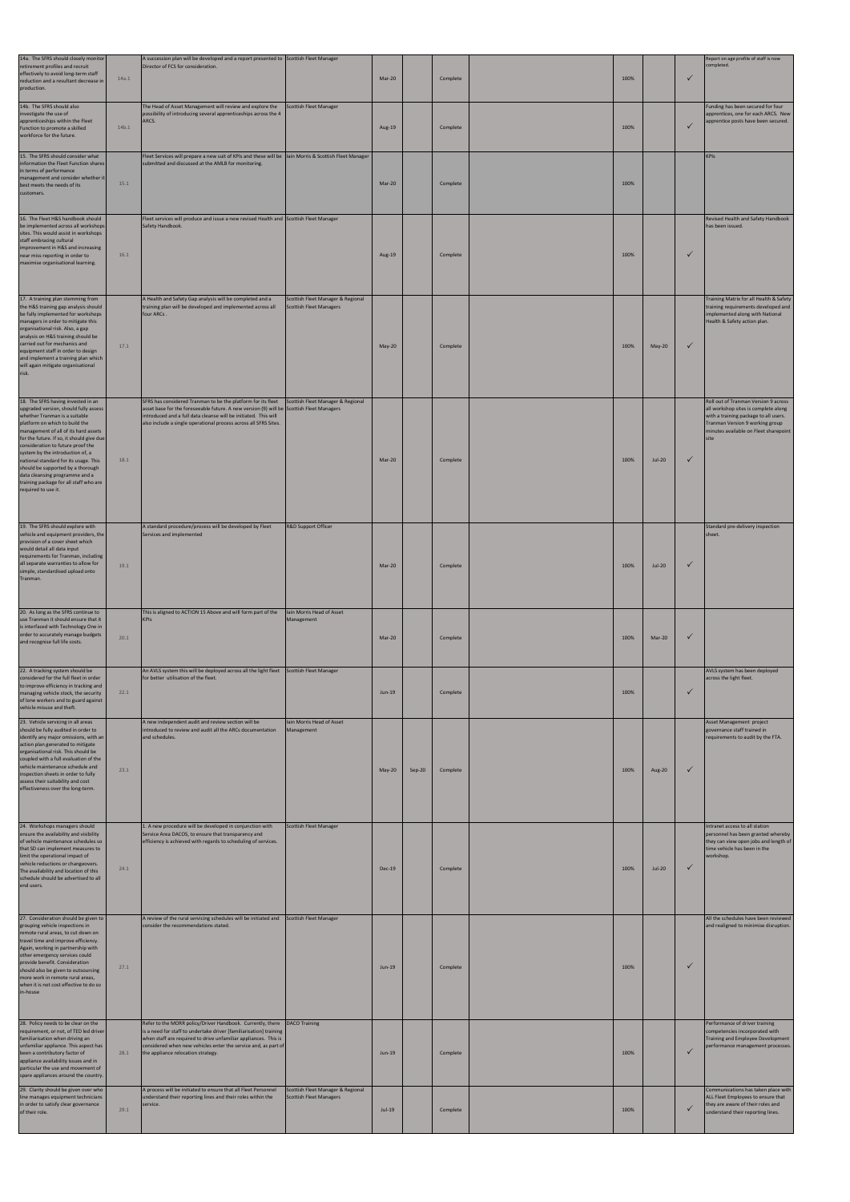| | | | | | | | | | | | |
|---|---|---|---|---|---|---|---|---|---|---|---|
| 14a. The SFRS should closely monitor retirement profiles and recruit effectively to avoid long-term staff reduction and a resultant decrease in production. | 14a.1 | A succession plan will be developed and a report presented to Director of FCS for consideration. | Scottish Fleet Manager | Mar-20 | | Complete | | 100% | | ✓ | Report on age profile of staff is now completed. |
| 14b. The SFRS should also investigate the use of apprenticeships within the Fleet Function to promote a skilled workforce for the future. | 14b.1 | The Head of Asset Management will review and explore the possibility of introducing several apprenticeships across the 4 ARCS. | Scottish Fleet Manager | Aug-19 | | Complete | | 100% | | ✓ | Funding has been secured for four apprentices, one for each ARCS. New apprentice posts have been secured. |
| 15. The SFRS should consider what information the Fleet Function shares in terms of performance management and consider whether it best meets the needs of its customers. | 15.1 | Fleet Services will prepare a new suit of KPIs and these will be submitted and discussed at the AMLB for monitoring. | Iain Morris & Scottish Fleet Manager | Mar-20 | | Complete | | 100% | | | KPIs |
| 16. The Fleet H&S handbook should be implemented across all workshops sites. This would assist in workshops staff embracing cultural improvement in H&S and increasing near miss reporting in order to maximise organisational learning. | 16.1 | Fleet services will produce and issue a new revised Health and Safety Handbook. | Scottish Fleet Manager | Aug-19 | | Complete | | 100% | | ✓ | Revised Health and Safety Handbook has been issued. |
| 17. A training plan stemming from the H&S training gap analysis should be fully implemented for workshops managers in order to mitigate this organisational risk. Also, a gap analysis on H&S training should be carried out for mechanics and equipment staff in order to design and implement a training plan which will again mitigate organisational risk. | 17.1 | A Health and Safety Gap analysis will be completed and a training plan will be developed and implemented across all four ARCs . | Scottish Fleet Manager & Regional Scottish Fleet Managers | May-20 | | Complete | | 100% | May-20 | ✓ | Training Matrix for all Health & Safety training requirements developed and implemented along with National Health & Safety action plan. |
| 18. The SFRS having invested in an upgraded version, should fully assess whether Tranman is a suitable platform on which to build the management of all of its hard assets for the future. If so, it should give due consideration to future proof the system by the introduction of, a national standard for its usage. This should be supported by a thorough data cleansing programme and a training package for all staff who are required to use it. | 18.1 | SFRS has considered Tranman to be the platform for its fleet asset base for the foreseeable future. A new version (9) will be introduced and a full data cleanse will be initiated. This will also include a single operational process across all SFRS Sites. | Scottish Fleet Manager & Regional Scottish Fleet Managers | Mar-20 | | Complete | | 100% | Jul-20 | ✓ | Roll out of Tranman Version 9 across all workshop sites is complete along with a training package to all users. Tranman Version 9 working group minutes available on Fleet sharepoint site |
| 19. The SFRS should explore with vehicle and equipment providers, the provision of a cover sheet which would detail all data input requirements for Tranman, including all separate warranties to allow for simple, standardised upload onto Tranman. | 19.1 | A standard procedure/process will be developed by Fleet Services and implemented | R&D Support Officer | Mar-20 | | Complete | | 100% | Jul-20 | ✓ | Standard pre-delivery inspection sheet. |
| 20. As long as the SFRS continue to use Tranman it should ensure that it is interfaced with Technology One in order to accurately manage budgets and recognise full life costs. | 20.1 | This is aligned to ACTION 15 Above and will form part of the KPIs | Iain Morris Head of Asset Management | Mar-20 | | Complete | | 100% | Mar-20 | ✓ | |
| 22. A tracking system should be considered for the full fleet in order to improve efficiency in tracking and managing vehicle stock, the security of lone workers and to guard against vehicle misuse and theft. | 22.1 | An AVLS system this will be deployed across all the light fleet for better utilisation of the fleet. | Scottish Fleet Manager | Jun-19 | | Complete | | 100% | | ✓ | AVLS system has been deployed across the light fleet. |
| 23. Vehicle servicing in all areas should be fully audited in order to identify any major omissions, with an action plan generated to mitigate organisational risk. This should be coupled with a full evaluation of the vehicle maintenance schedule and inspection sheets in order to fully assess their suitability and cost effectiveness over the long-term. | 23.1 | A new independent audit and review section will be introduced to review and audit all the ARCs documentation and schedules. | Iain Morris Head of Asset Management | May-20 | Sep-20 | Complete | | 100% | Aug-20 | ✓ | Asset Management project governance staff trained in requirements to audit by the FTA. |
| 24. Workshops managers should ensure the availability and visibility of vehicle maintenance schedules so that SD can implement measures to limit the operational impact of vehicle reductions or changeovers. The availability and location of this schedule should be advertised to all end users. | 24.1 | 1. A new procedure will be developed in conjunction with Service Area DACOS, to ensure that transparency and efficiency is achieved with regards to scheduling of services. | Scottish Fleet Manager | Dec-19 | | Complete | | 100% | Jul-20 | ✓ | Intranet access to all station personnel has been granted whereby they can view open jobs and length of time vehicle has been in the workshop. |
| 27. Consideration should be given to grouping vehicle inspections in remote rural areas, to cut down on travel time and improve efficiency. Again, working in partnership with other emergency services could provide benefit. Consideration should also be given to outsourcing more work in remote rural areas, when it is not cost effective to do so in-house | 27.1 | A review of the rural servicing schedules will be initiated and consider the recommendations stated. | Scottish Fleet Manager | Jun-19 | | Complete | | 100% | | ✓ | All the schedules have been reviewed and realigned to minimise disruption. |
| 28. Policy needs to be clear on the requirement, or not, of TED led driver familiarisation when driving an unfamiliar appliance. This aspect has been a contributory factor of appliance availability issues and in particular the use and movement of spare appliances around the country. | 28.1 | Refer to the MORR policy/Driver Handbook. Currently, there is a need for staff to undertake driver [familiarisation] training when staff are required to drive unfamiliar appliances. This is considered when new vehicles enter the service and, as part of the appliance relocation strategy. | DACO Training | Jun-19 | | Complete | | 100% | | ✓ | Performance of driver training competencies incorporated with Training and Employee Development performance management processes. |
| 29. Clarity should be given over who line manages equipment technicians in order to satisfy clear governance of their role. | 29.1 | A process will be initiated to ensure that all Fleet Personnel understand their reporting lines and their roles within the service. | Scottish Fleet Manager & Regional Scottish Fleet Managers | Jul-19 | | Complete | | 100% | | ✓ | Communications has taken place with ALL Fleet Employees to ensure that they are aware of their roles and understand their reporting lines. |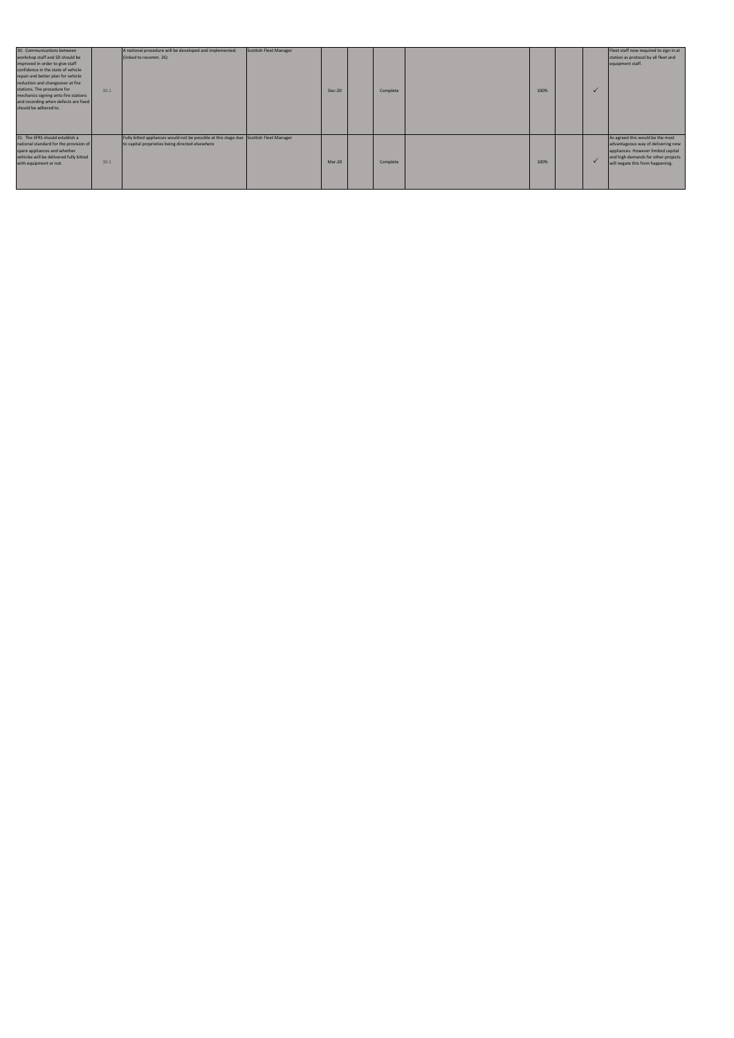| | | | | | | | | | | | | |
|---|---|---|---|---|---|---|---|---|---|---|---|---|
| 30. Communications between workshop staff and SD should be improved in order to give staff confidence in the state of vehicle repair and better plan for vehicle reduction and changeover at fire stations. The procedure for mechanics signing onto fire stations and recording when defects are fixed should be adhered to. | 30.1 | A national procedure will be developed and implemented. (linked to recomm. 26) | Scottish Fleet Manager | Dec-20 | | Complete | | 100% | | ✓ | Fleet staff now required to sign in at station as protocol by all fleet and equipment staff. |
| 31. The SFRS should establish a national standard for the provision of spare appliances and whether vehicles will be delivered fully kitted with equipment or not. | 30.1 | Fully kitted appliances would not be possible at this stage due to capital proprieties being directed elsewhere | Scottish Fleet Manager | Mar-20 | | Complete | | 100% | | ✓ | As agreed this would be the most advantageous way of delivering new appliances. However limited capital and high demands for other projects will negate this from happening. |